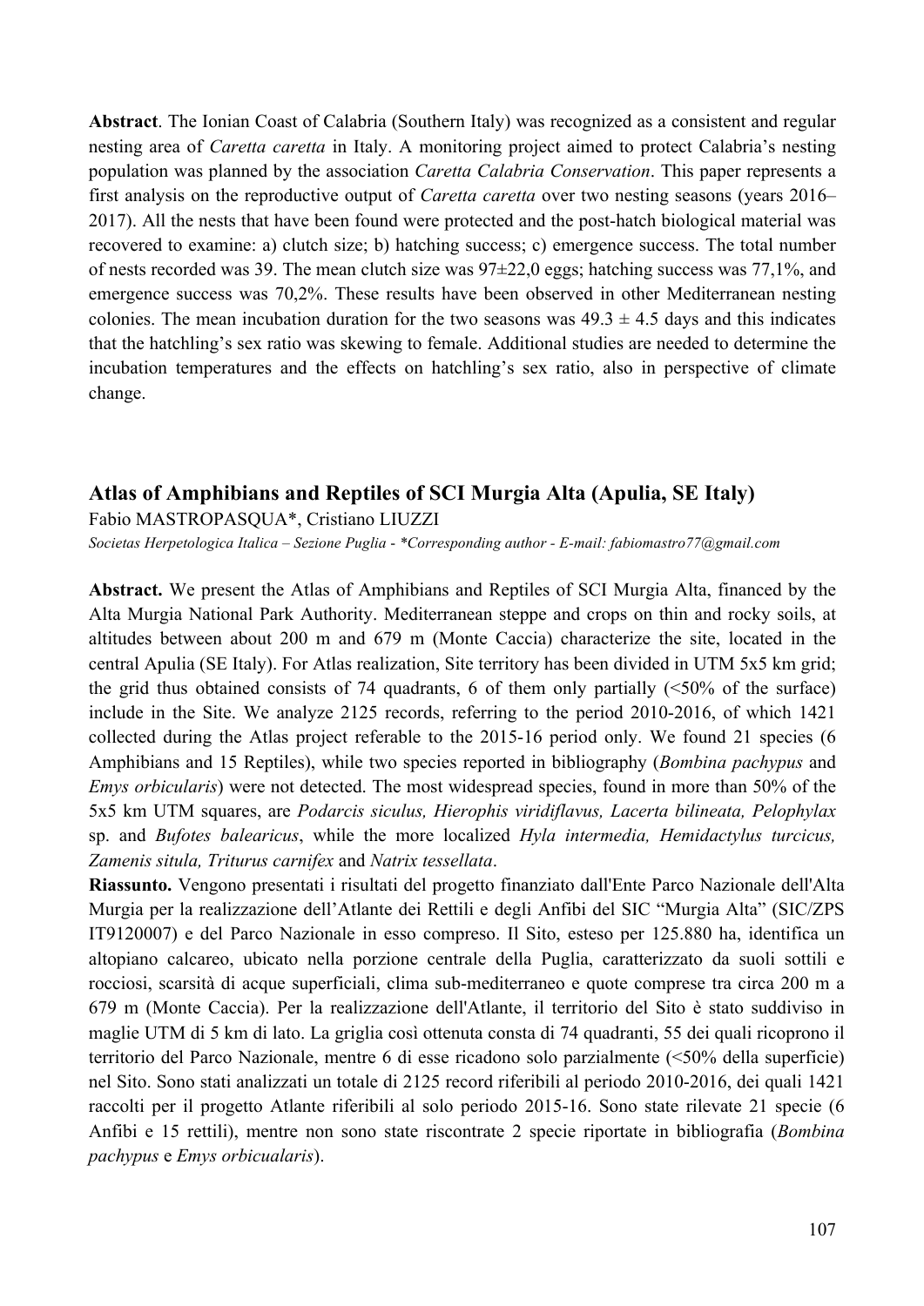**Abstract**. The Ionian Coast of Calabria (Southern Italy) was recognized as a consistent and regular nesting area of *Caretta caretta* in Italy. A monitoring project aimed to protect Calabria's nesting population was planned by the association *Caretta Calabria Conservation*. This paper represents a first analysis on the reproductive output of *Caretta caretta* over two nesting seasons (years 2016–2017). All the nests that have been found were protected and the post-hatch biological material was recovered to examine: a) clutch size; b) hatching success; c) emergence success. The total number of nests recorded was 39. The mean clutch size was 97±22,0 eggs; hatching success was 77,1%, and emergence success was 70,2%. These results have been observed in other Mediterranean nesting colonies. The mean incubation duration for the two seasons was 49.3 ± 4.5 days and this indicates that the hatchling's sex ratio was skewing to female. Additional studies are needed to determine the incubation temperatures and the effects on hatchling's sex ratio, also in perspective of climate change.

## Atlas of Amphibians and Reptiles of SCI Murgia Alta (Apulia, SE Italy)

Fabio MASTROPASQUA*, Cristiano LIUZZI

*Societas Herpetologica Italica – Sezione Puglia - *Corresponding author - E-mail: fabiomastro77@gmail.com*

**Abstract.** We present the Atlas of Amphibians and Reptiles of SCI Murgia Alta, financed by the Alta Murgia National Park Authority. Mediterranean steppe and crops on thin and rocky soils, at altitudes between about 200 m and 679 m (Monte Caccia) characterize the site, located in the central Apulia (SE Italy). For Atlas realization, Site territory has been divided in UTM 5x5 km grid; the grid thus obtained consists of 74 quadrants, 6 of them only partially (<50% of the surface) include in the Site. We analyze 2125 records, referring to the period 2010-2016, of which 1421 collected during the Atlas project referable to the 2015-16 period only. We found 21 species (6 Amphibians and 15 Reptiles), while two species reported in bibliography (*Bombina pachypus* and *Emys orbicularis*) were not detected. The most widespread species, found in more than 50% of the 5x5 km UTM squares, are *Podarcis siculus, Hierophis viridiflavus, Lacerta bilineata, Pelophylax* sp. and *Bufotes balearicus*, while the more localized *Hyla intermedia, Hemidactylus turcicus, Zamenis situla, Triturus carnifex* and *Natrix tessellata*.

**Riassunto.** Vengono presentati i risultati del progetto finanziato dall'Ente Parco Nazionale dell'Alta Murgia per la realizzazione dell'Atlante dei Rettili e degli Anfibi del SIC "Murgia Alta" (SIC/ZPS IT9120007) e del Parco Nazionale in esso compreso. Il Sito, esteso per 125.880 ha, identifica un altopiano calcareo, ubicato nella porzione centrale della Puglia, caratterizzato da suoli sottili e rocciosi, scarsità di acque superficiali, clima sub-mediterraneo e quote comprese tra circa 200 m a 679 m (Monte Caccia). Per la realizzazione dell'Atlante, il territorio del Sito è stato suddiviso in maglie UTM di 5 km di lato. La griglia così ottenuta consta di 74 quadranti, 55 dei quali ricoprono il territorio del Parco Nazionale, mentre 6 di esse ricadono solo parzialmente (<50% della superficie) nel Sito. Sono stati analizzati un totale di 2125 record riferibili al periodo 2010-2016, dei quali 1421 raccolti per il progetto Atlante riferibili al solo periodo 2015-16. Sono state rilevate 21 specie (6 Anfibi e 15 rettili), mentre non sono state riscontrate 2 specie riportate in bibliografia (*Bombina pachypus* e *Emys orbicualaris*).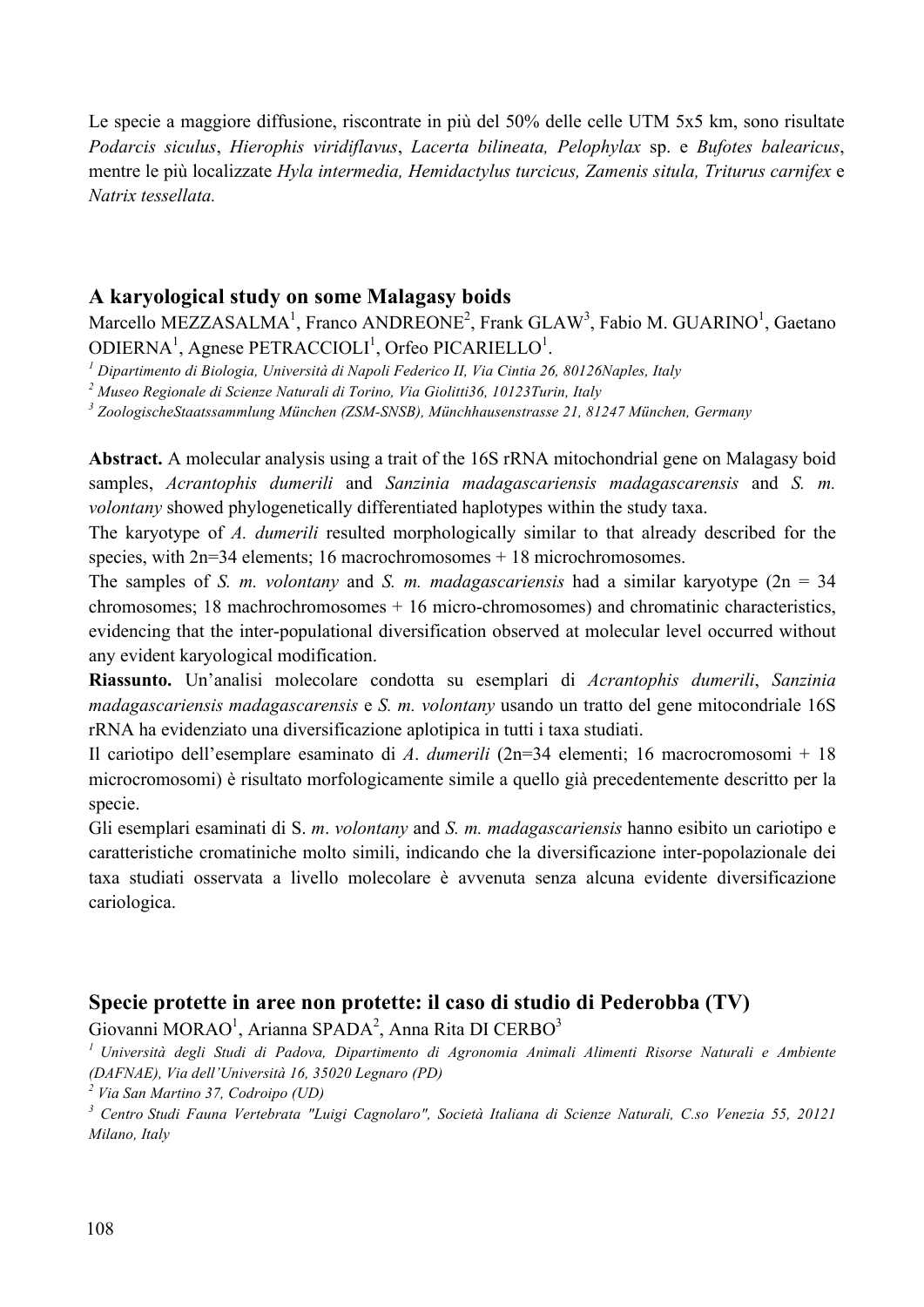Le specie a maggiore diffusione, riscontrate in più del 50% delle celle UTM 5x5 km, sono risultate *Podarcis siculus*, *Hierophis viridiflavus*, *Lacerta bilineata, Pelophylax* sp. e *Bufotes balearicus*, mentre le più localizzate *Hyla intermedia, Hemidactylus turcicus, Zamenis situla, Triturus carnifex* e *Natrix tessellata.*

## A karyological study on some Malagasy boids

Marcello MEZZASALMA[1], Franco ANDREONE[2], Frank GLAW[3], Fabio M. GUARINO[1], Gaetano ODIERNA[1], Agnese PETRACCIOLI[1], Orfeo PICARIELLO[1].

[1] *Dipartimento di Biologia, Università di Napoli Federico II, Via Cintia 26, 80126Naples, Italy*

[2] *Museo Regionale di Scienze Naturali di Torino, Via Giolitti36, 10123Turin, Italy*

[3] *ZoologischeStaatssammlung München (ZSM-SNSB), Münchhausenstrasse 21, 81247 München, Germany*

**Abstract.** A molecular analysis using a trait of the 16S rRNA mitochondrial gene on Malagasy boid samples, *Acrantophis dumerili* and *Sanzinia madagascariensis madagascarensis* and *S. m. volontany* showed phylogenetically differentiated haplotypes within the study taxa.

The karyotype of *A. dumerili* resulted morphologically similar to that already described for the species, with 2n=34 elements; 16 macrochromosomes + 18 microchromosomes.

The samples of *S. m. volontany* and *S. m. madagascariensis* had a similar karyotype (2n = 34 chromosomes; 18 machrochromosomes + 16 micro-chromosomes) and chromatinic characteristics, evidencing that the inter-populational diversification observed at molecular level occurred without any evident karyological modification.

**Riassunto.** Un'analisi molecolare condotta su esemplari di *Acrantophis dumerili*, *Sanzinia madagascariensis madagascarensis* e *S. m. volontany* usando un tratto del gene mitocondriale 16S rRNA ha evidenziato una diversificazione aplotipica in tutti i taxa studiati.

Il cariotipo dell'esemplare esaminato di *A. dumerili* (2n=34 elementi; 16 macrocromosomi + 18 microcromosomi) è risultato morfologicamente simile a quello già precedentemente descritto per la specie.

Gli esemplari esaminati di S. *m*. *volontany* and *S. m. madagascariensis* hanno esibito un cariotipo e caratteristiche cromatiniche molto simili, indicando che la diversificazione inter-popolazionale dei taxa studiati osservata a livello molecolare è avvenuta senza alcuna evidente diversificazione cariologica.

## Specie protette in aree non protette: il caso di studio di Pederobba (TV)

Giovanni MORAO[1], Arianna SPADA[2], Anna Rita DI CERBO[3]

[1] *Università degli Studi di Padova, Dipartimento di Agronomia Animali Alimenti Risorse Naturali e Ambiente (DAFNAE), Via dell'Università 16, 35020 Legnaro (PD)*

[2] *Via San Martino 37, Codroipo (UD)*

[3] *Centro Studi Fauna Vertebrata "Luigi Cagnolaro", Società Italiana di Scienze Naturali, C.so Venezia 55, 20121 Milano, Italy*